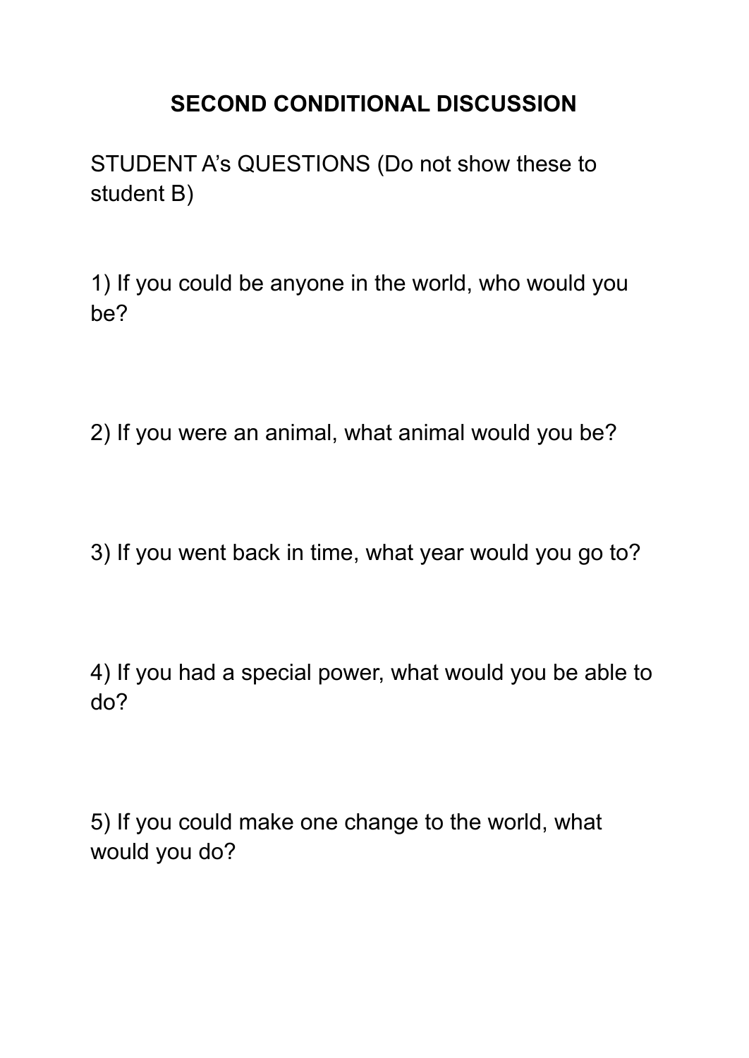# SECOND CONDITIONAL DISCUSSION

STUDENT A's QUESTIONS (Do not show these to student B)

1) If you could be anyone in the world, who would you be?

2) If you were an animal, what animal would you be?

3) If you went back in time, what year would you go to?

4) If you had a special power, what would you be able to do?

5) If you could make one change to the world, what would you do?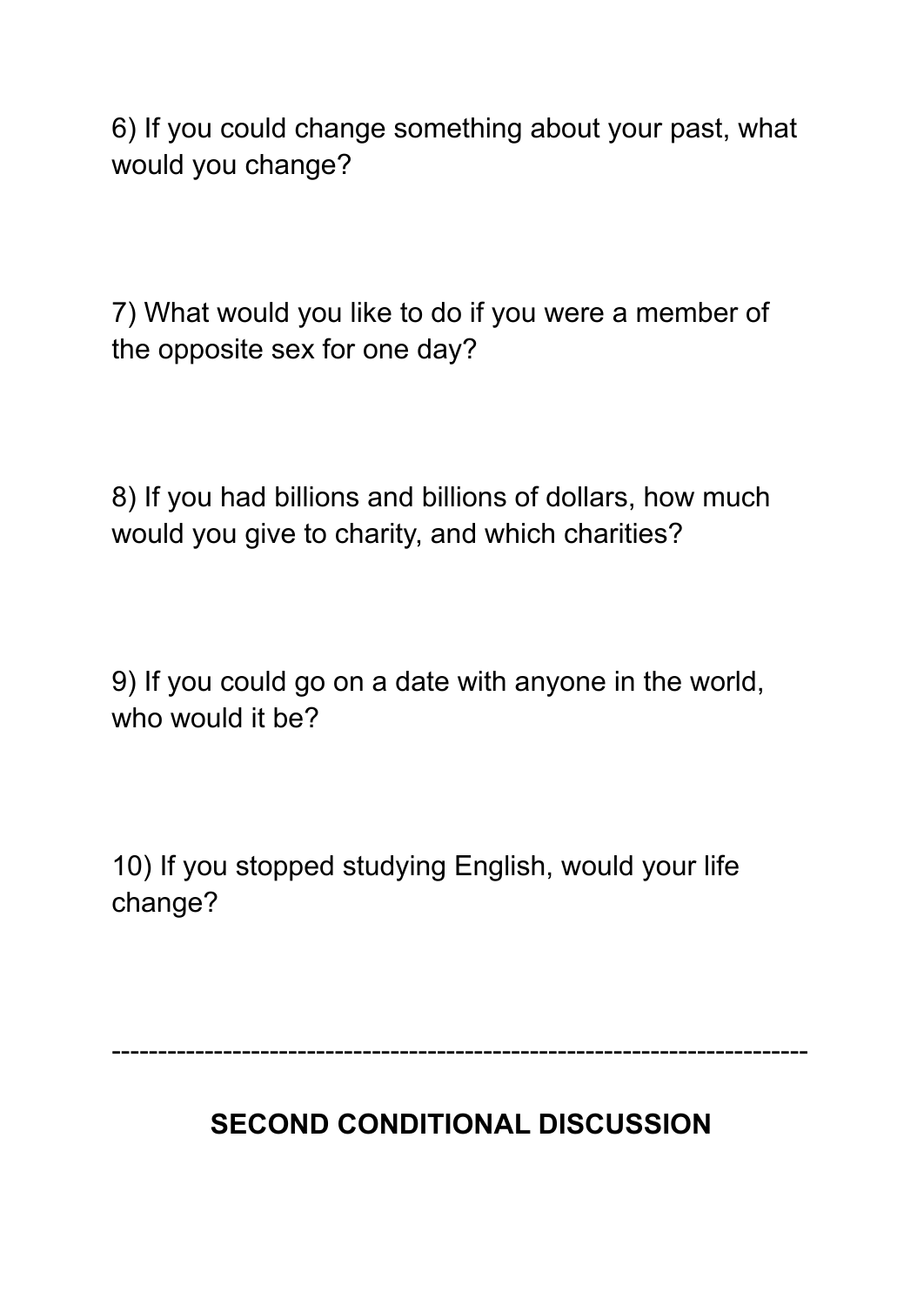6) If you could change something about your past, what would you change?

7) What would you like to do if you were a member of the opposite sex for one day?

8) If you had billions and billions of dollars, how much would you give to charity, and which charities?

9) If you could go on a date with anyone in the world, who would it be?

10) If you stopped studying English, would your life change?

---

**SECOND CONDITIONAL DISCUSSION**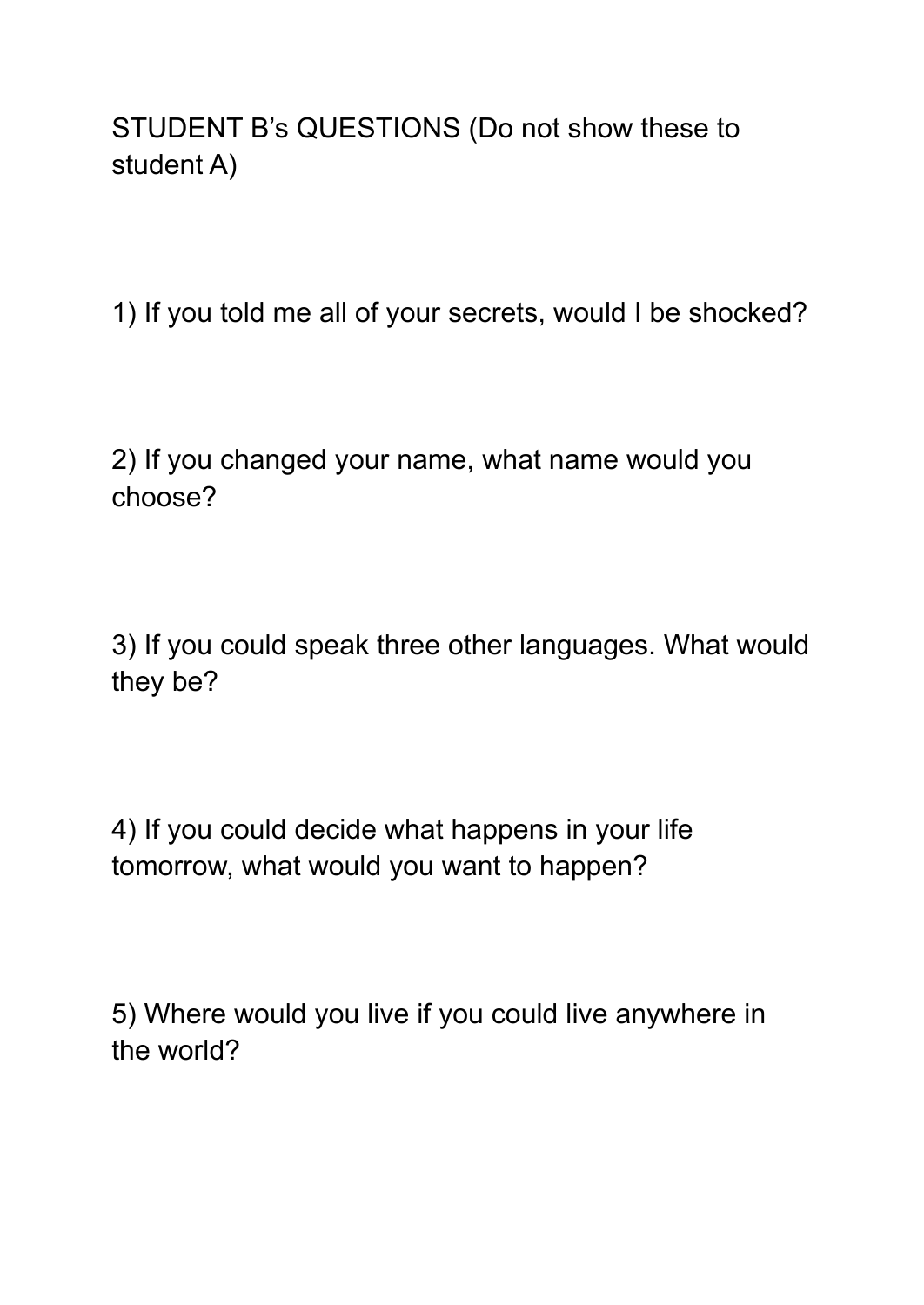STUDENT B’s QUESTIONS (Do not show these to student A)

1) If you told me all of your secrets, would I be shocked?

2) If you changed your name, what name would you choose?

3) If you could speak three other languages. What would they be?

4) If you could decide what happens in your life tomorrow, what would you want to happen?

5) Where would you live if you could live anywhere in the world?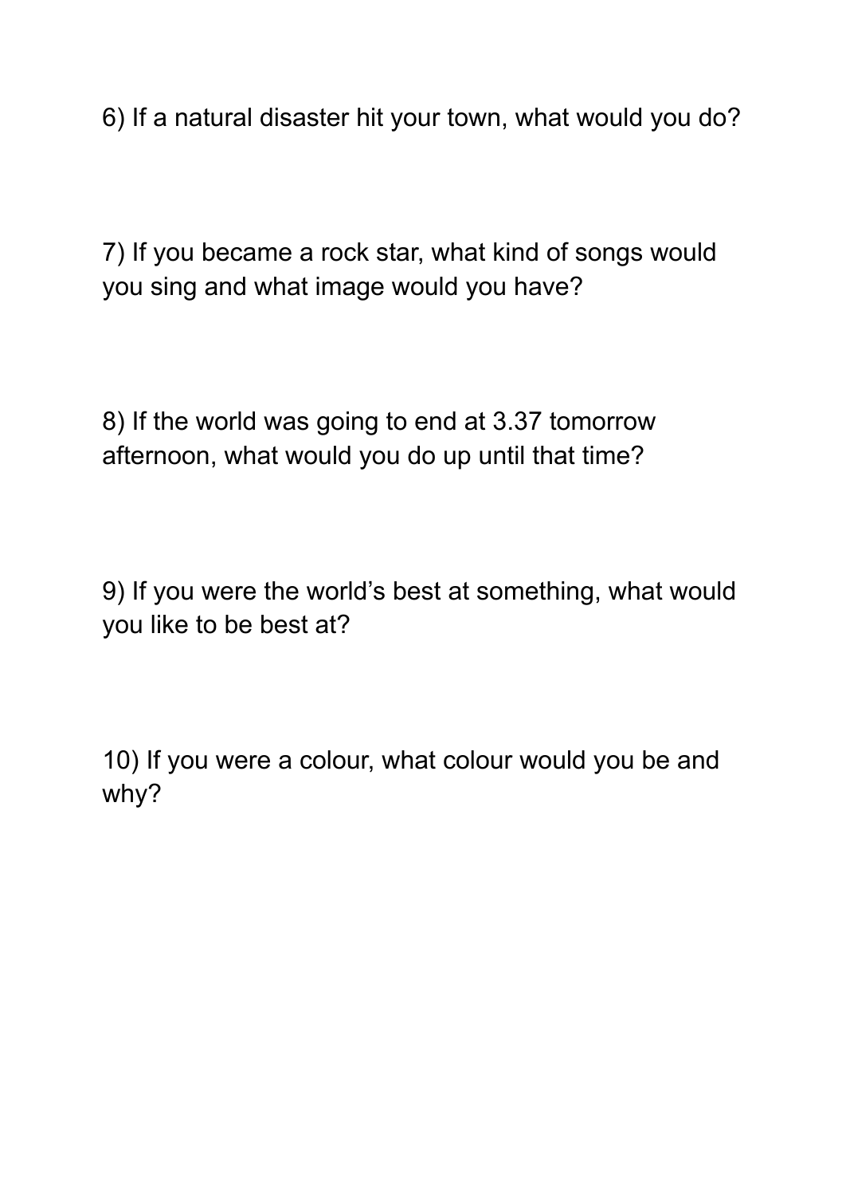6) If a natural disaster hit your town, what would you do?

7) If you became a rock star, what kind of songs would you sing and what image would you have?

8) If the world was going to end at 3.37 tomorrow afternoon, what would you do up until that time?

9) If you were the world's best at something, what would you like to be best at?

10) If you were a colour, what colour would you be and why?